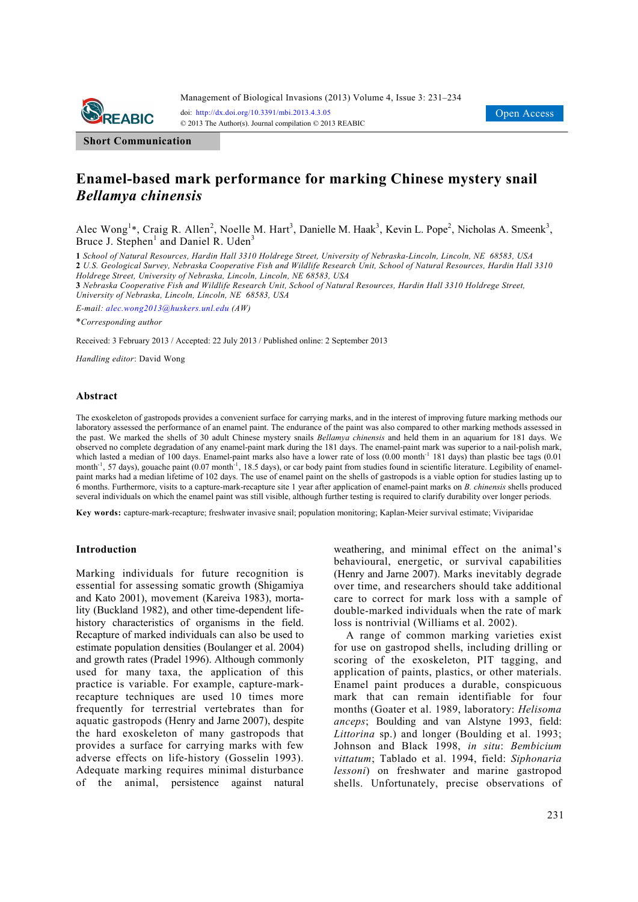Short Communication

# Enamel-based mark performance for marking Chinese mystery snail *Bellamya chinensis*

Alec Wong[1]*, Craig R. Allen[2], Noelle M. Hart[3], Danielle M. Haak[3], Kevin L. Pope[2], Nicholas A. Smeenk[3], Bruce J. Stephen[1] and Daniel R. Uden[3]

1 *School of Natural Resources, Hardin Hall 3310 Holdrege Street, University of Nebraska-Lincoln, Lincoln, NE 68583, USA*
2 *U.S. Geological Survey, Nebraska Cooperative Fish and Wildlife Research Unit, School of Natural Resources, Hardin Hall 3310 Holdrege Street, University of Nebraska, Lincoln, Lincoln, NE 68583, USA*
3 *Nebraska Cooperative Fish and Wildlife Research Unit, School of Natural Resources, Hardin Hall 3310 Holdrege Street, University of Nebraska, Lincoln, Lincoln, NE 68583, USA*

*E-mail:* alec.wong2013@huskers.unl.edu *(AW)*

**Corresponding author*

Received: 3 February 2013 / Accepted: 22 July 2013 / Published online: 2 September 2013

*Handling editor*: David Wong

## Abstract

The exoskeleton of gastropods provides a convenient surface for carrying marks, and in the interest of improving future marking methods our laboratory assessed the performance of an enamel paint. The endurance of the paint was also compared to other marking methods assessed in the past. We marked the shells of 30 adult Chinese mystery snails *Bellamya chinensis* and held them in an aquarium for 181 days. We observed no complete degradation of any enamel-paint mark during the 181 days. The enamel-paint mark was superior to a nail-polish mark, which lasted a median of 100 days. Enamel-paint marks also have a lower rate of loss (0.00 month$^{-1}$ 181 days) than plastic bee tags (0.01 month$^{-1}$, 57 days), gouache paint (0.07 month$^{-1}$, 18.5 days), or car body paint from studies found in scientific literature. Legibility of enamel-paint marks had a median lifetime of 102 days. The use of enamel paint on the shells of gastropods is a viable option for studies lasting up to 6 months. Furthermore, visits to a capture-mark-recapture site 1 year after application of enamel-paint marks on *B. chinensis* shells produced several individuals on which the enamel paint was still visible, although further testing is required to clarify durability over longer periods.

**Key words:** capture-mark-recapture; freshwater invasive snail; population monitoring; Kaplan-Meier survival estimate; Viviparidae

## Introduction

Marking individuals for future recognition is essential for assessing somatic growth (Shigamiya and Kato 2001), movement (Kareiva 1983), mortality (Buckland 1982), and other time-dependent life-history characteristics of organisms in the field. Recapture of marked individuals can also be used to estimate population densities (Boulanger et al. 2004) and growth rates (Pradel 1996). Although commonly used for many taxa, the application of this practice is variable. For example, capture-mark-recapture techniques are used 10 times more frequently for terrestrial vertebrates than for aquatic gastropods (Henry and Jarne 2007), despite the hard exoskeleton of many gastropods that provides a surface for carrying marks with few adverse effects on life-history (Gosselin 1993). Adequate marking requires minimal disturbance of the animal, persistence against natural weathering, and minimal effect on the animal's behavioural, energetic, or survival capabilities (Henry and Jarne 2007). Marks inevitably degrade over time, and researchers should take additional care to correct for mark loss with a sample of double-marked individuals when the rate of mark loss is nontrivial (Williams et al. 2002).

A range of common marking varieties exist for use on gastropod shells, including drilling or scoring of the exoskeleton, PIT tagging, and application of paints, plastics, or other materials. Enamel paint produces a durable, conspicuous mark that can remain identifiable for four months (Goater et al. 1989, laboratory: *Helisoma anceps*; Boulding and van Alstyne 1993, field: *Littorina* sp.) and longer (Boulding et al. 1993; Johnson and Black 1998, *in situ*: *Bembicium vittatum*; Tablado et al. 1994, field: *Siphonaria lessoni*) on freshwater and marine gastropod shells. Unfortunately, precise observations of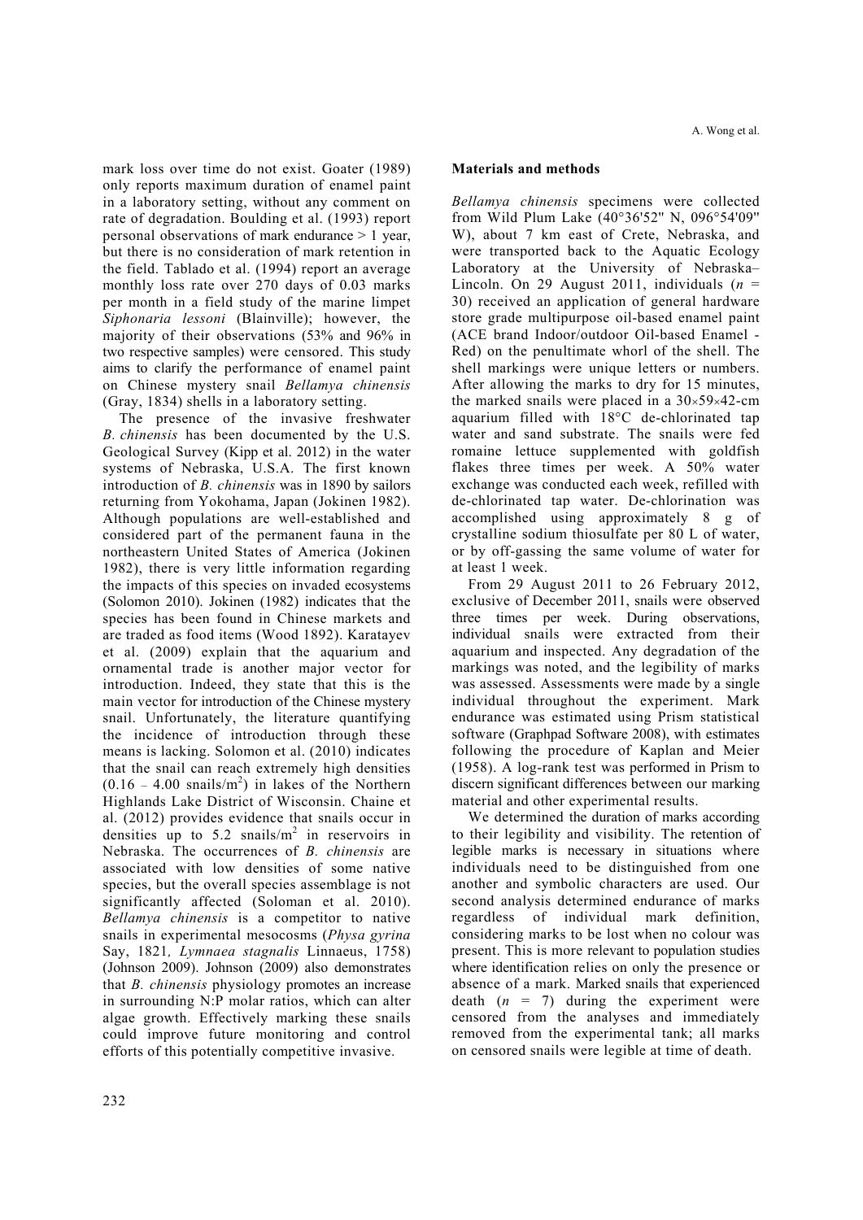mark loss over time do not exist. Goater (1989) only reports maximum duration of enamel paint in a laboratory setting, without any comment on rate of degradation. Boulding et al. (1993) report personal observations of mark endurance > 1 year, but there is no consideration of mark retention in the field. Tablado et al. (1994) report an average monthly loss rate over 270 days of 0.03 marks per month in a field study of the marine limpet *Siphonaria lessoni* (Blainville); however, the majority of their observations (53% and 96% in two respective samples) were censored. This study aims to clarify the performance of enamel paint on Chinese mystery snail *Bellamya chinensis* (Gray, 1834) shells in a laboratory setting.

The presence of the invasive freshwater *B. chinensis* has been documented by the U.S. Geological Survey (Kipp et al. 2012) in the water systems of Nebraska, U.S.A. The first known introduction of *B. chinensis* was in 1890 by sailors returning from Yokohama, Japan (Jokinen 1982). Although populations are well-established and considered part of the permanent fauna in the northeastern United States of America (Jokinen 1982), there is very little information regarding the impacts of this species on invaded ecosystems (Solomon 2010). Jokinen (1982) indicates that the species has been found in Chinese markets and are traded as food items (Wood 1892). Karatayev et al. (2009) explain that the aquarium and ornamental trade is another major vector for introduction. Indeed, they state that this is the main vector for introduction of the Chinese mystery snail. Unfortunately, the literature quantifying the incidence of introduction through these means is lacking. Solomon et al. (2010) indicates that the snail can reach extremely high densities (0.16 – 4.00 snails/m$^2$) in lakes of the Northern Highlands Lake District of Wisconsin. Chaine et al. (2012) provides evidence that snails occur in densities up to 5.2 snails/m$^2$ in reservoirs in Nebraska. The occurrences of *B. chinensis* are associated with low densities of some native species, but the overall species assemblage is not significantly affected (Soloman et al. 2010). *Bellamya chinensis* is a competitor to native snails in experimental mesocosms (*Physa gyrina* Say, 1821*, Lymnaea stagnalis* Linnaeus, 1758) (Johnson 2009). Johnson (2009) also demonstrates that *B. chinensis* physiology promotes an increase in surrounding N:P molar ratios, which can alter algae growth. Effectively marking these snails could improve future monitoring and control efforts of this potentially competitive invasive.

## Materials and methods

*Bellamya chinensis* specimens were collected from Wild Plum Lake (40°36'52" N, 096°54'09" W), about 7 km east of Crete, Nebraska, and were transported back to the Aquatic Ecology Laboratory at the University of Nebraska–Lincoln. On 29 August 2011, individuals ($n$ = 30) received an application of general hardware store grade multipurpose oil-based enamel paint (ACE brand Indoor/outdoor Oil-based Enamel - Red) on the penultimate whorl of the shell. The shell markings were unique letters or numbers. After allowing the marks to dry for 15 minutes, the marked snails were placed in a 30×59×42-cm aquarium filled with 18°C de-chlorinated tap water and sand substrate. The snails were fed romaine lettuce supplemented with goldfish flakes three times per week. A 50% water exchange was conducted each week, refilled with de-chlorinated tap water. De-chlorination was accomplished using approximately 8 g of crystalline sodium thiosulfate per 80 L of water, or by off-gassing the same volume of water for at least 1 week.

From 29 August 2011 to 26 February 2012, exclusive of December 2011, snails were observed three times per week. During observations, individual snails were extracted from their aquarium and inspected. Any degradation of the markings was noted, and the legibility of marks was assessed. Assessments were made by a single individual throughout the experiment. Mark endurance was estimated using Prism statistical software (Graphpad Software 2008), with estimates following the procedure of Kaplan and Meier (1958). A log-rank test was performed in Prism to discern significant differences between our marking material and other experimental results.

We determined the duration of marks according to their legibility and visibility. The retention of legible marks is necessary in situations where individuals need to be distinguished from one another and symbolic characters are used. Our second analysis determined endurance of marks regardless of individual mark definition, considering marks to be lost when no colour was present. This is more relevant to population studies where identification relies on only the presence or absence of a mark. Marked snails that experienced death ($n$ = 7) during the experiment were censored from the analyses and immediately removed from the experimental tank; all marks on censored snails were legible at time of death.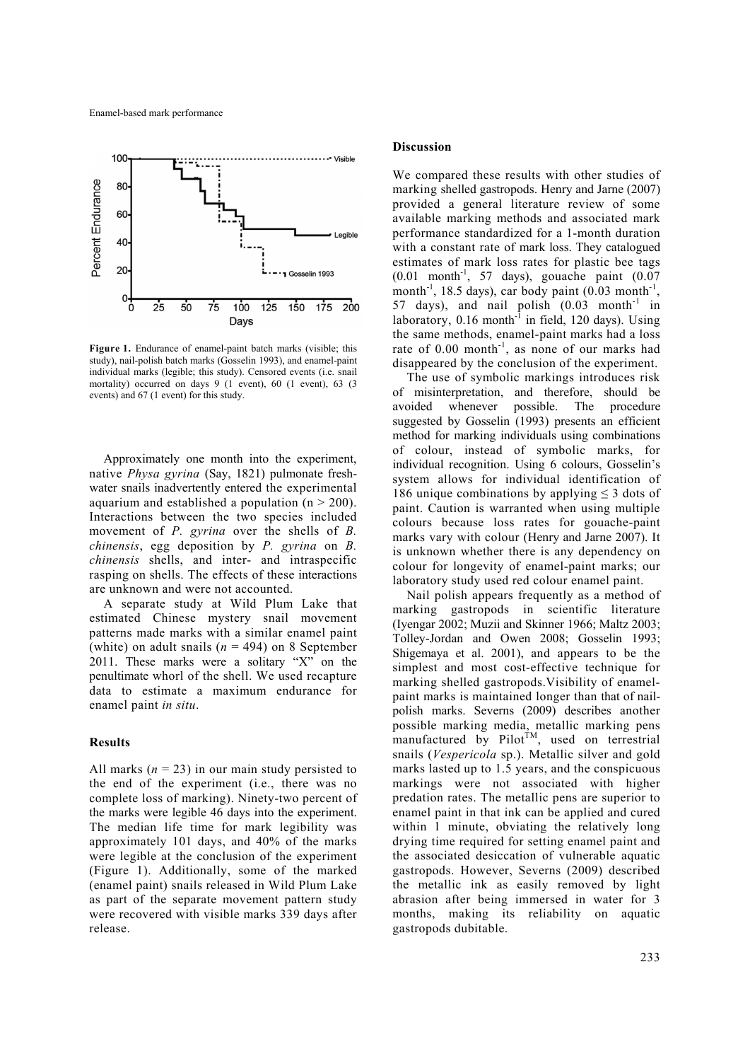**Figure 1.** Endurance of enamel-paint batch marks (visible; this study), nail-polish batch marks (Gosselin 1993), and enamel-paint individual marks (legible; this study). Censored events (i.e. snail mortality) occurred on days 9 (1 event), 60 (1 event), 63 (3 events) and 67 (1 event) for this study.

Approximately one month into the experiment, native *Physa gyrina* (Say, 1821) pulmonate freshwater snails inadvertently entered the experimental aquarium and established a population (n > 200). Interactions between the two species included movement of *P. gyrina* over the shells of *B. chinensis*, egg deposition by *P. gyrina* on *B. chinensis* shells, and inter- and intraspecific rasping on shells. The effects of these interactions are unknown and were not accounted.

A separate study at Wild Plum Lake that estimated Chinese mystery snail movement patterns made marks with a similar enamel paint (white) on adult snails ($n$ = 494) on 8 September 2011. These marks were a solitary "X" on the penultimate whorl of the shell. We used recapture data to estimate a maximum endurance for enamel paint *in situ*.

## Results

All marks ($n$ = 23) in our main study persisted to the end of the experiment (i.e., there was no complete loss of marking). Ninety-two percent of the marks were legible 46 days into the experiment. The median life time for mark legibility was approximately 101 days, and 40% of the marks were legible at the conclusion of the experiment (Figure 1). Additionally, some of the marked (enamel paint) snails released in Wild Plum Lake as part of the separate movement pattern study were recovered with visible marks 339 days after release.

## Discussion

We compared these results with other studies of marking shelled gastropods. Henry and Jarne (2007) provided a general literature review of some available marking methods and associated mark performance standardized for a 1-month duration with a constant rate of mark loss. They catalogued estimates of mark loss rates for plastic bee tags (0.01 $month^{-1}$, 57 days), gouache paint (0.07 $month^{-1}$, 18.5 days), car body paint (0.03 $month^{-1}$, 57 days), and nail polish (0.03 $month^{-1}$ in laboratory, 0.16 $month^{-1}$ in field, 120 days). Using the same methods, enamel-paint marks had a loss rate of 0.00 $month^{-1}$, as none of our marks had disappeared by the conclusion of the experiment.

The use of symbolic markings introduces risk of misinterpretation, and therefore, should be avoided whenever possible. The procedure suggested by Gosselin (1993) presents an efficient method for marking individuals using combinations of colour, instead of symbolic marks, for individual recognition. Using 6 colours, Gosselin's system allows for individual identification of 186 unique combinations by applying ≤ 3 dots of paint. Caution is warranted when using multiple colours because loss rates for gouache-paint marks vary with colour (Henry and Jarne 2007). It is unknown whether there is any dependency on colour for longevity of enamel-paint marks; our laboratory study used red colour enamel paint.

Nail polish appears frequently as a method of marking gastropods in scientific literature (Iyengar 2002; Muzii and Skinner 1966; Maltz 2003; Tolley-Jordan and Owen 2008; Gosselin 1993; Shigemaya et al. 2001), and appears to be the simplest and most cost-effective technique for marking shelled gastropods.Visibility of enamel-paint marks is maintained longer than that of nail-polish marks. Severns (2009) describes another possible marking media, metallic marking pens manufactured by Pilot™, used on terrestrial snails (*Vespericola* sp.). Metallic silver and gold marks lasted up to 1.5 years, and the conspicuous markings were not associated with higher predation rates. The metallic pens are superior to enamel paint in that ink can be applied and cured within 1 minute, obviating the relatively long drying time required for setting enamel paint and the associated desiccation of vulnerable aquatic gastropods. However, Severns (2009) described the metallic ink as easily removed by light abrasion after being immersed in water for 3 months, making its reliability on aquatic gastropods dubitable.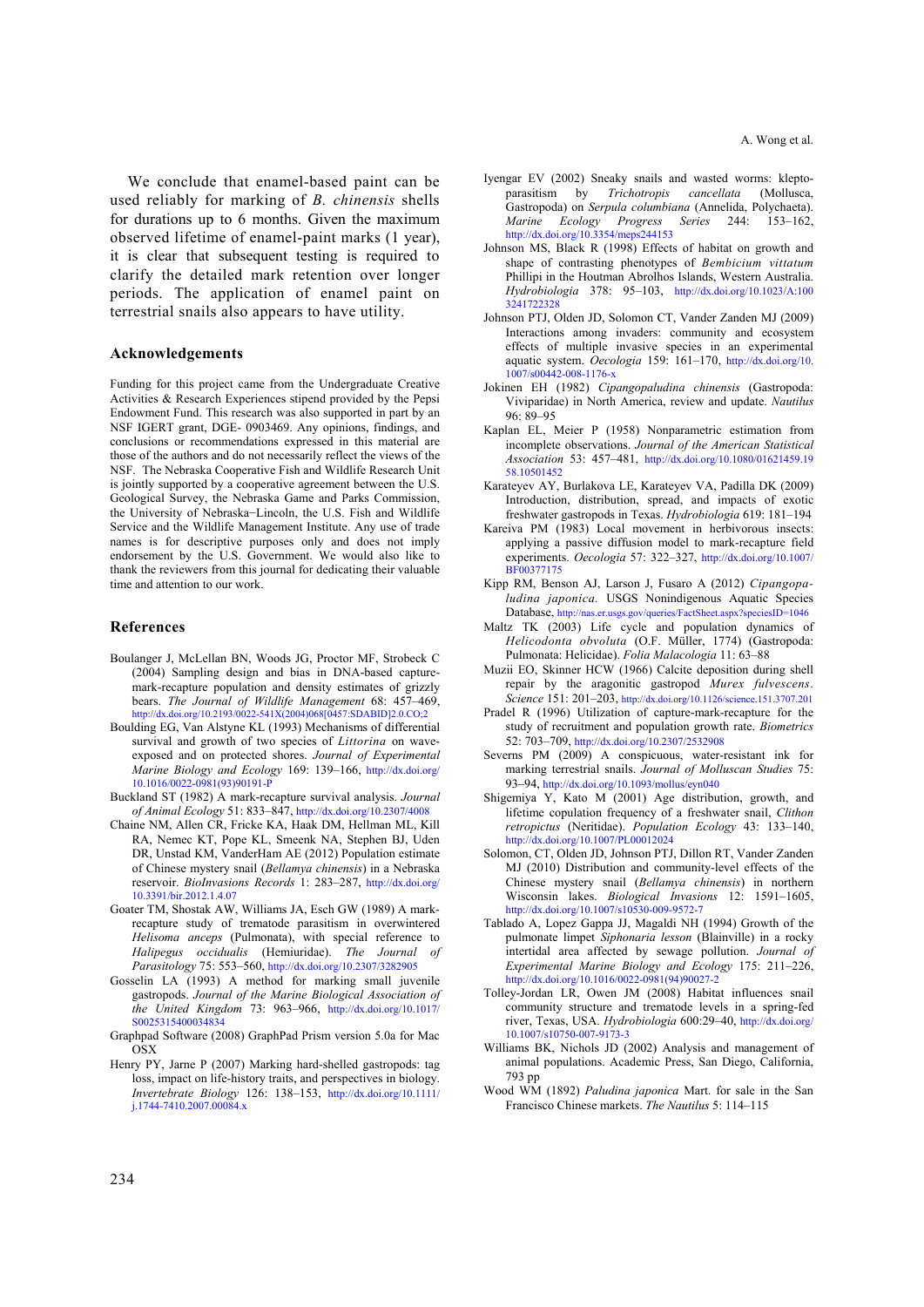We conclude that enamel-based paint can be used reliably for marking of *B. chinensis* shells for durations up to 6 months. Given the maximum observed lifetime of enamel-paint marks (1 year), it is clear that subsequent testing is required to clarify the detailed mark retention over longer periods. The application of enamel paint on terrestrial snails also appears to have utility.

## Acknowledgements

Funding for this project came from the Undergraduate Creative Activities & Research Experiences stipend provided by the Pepsi Endowment Fund. This research was also supported in part by an NSF IGERT grant, DGE- 0903469. Any opinions, findings, and conclusions or recommendations expressed in this material are those of the authors and do not necessarily reflect the views of the NSF. The Nebraska Cooperative Fish and Wildlife Research Unit is jointly supported by a cooperative agreement between the U.S. Geological Survey, the Nebraska Game and Parks Commission, the University of Nebraska−Lincoln, the U.S. Fish and Wildlife Service and the Wildlife Management Institute. Any use of trade names is for descriptive purposes only and does not imply endorsement by the U.S. Government. We would also like to thank the reviewers from this journal for dedicating their valuable time and attention to our work.

## References

Boulanger J, McLellan BN, Woods JG, Proctor MF, Strobeck C (2004) Sampling design and bias in DNA-based capture-mark-recapture population and density estimates of grizzly bears. *The Journal of Wildlife Management* 68: 457–469, http://dx.doi.org/10.2193/0022-541X(2004)068[0457:SDABID]2.0.CO;2

Boulding EG, Van Alstyne KL (1993) Mechanisms of differential survival and growth of two species of *Littorina* on wave-exposed and on protected shores. *Journal of Experimental Marine Biology and Ecology* 169: 139–166, http://dx.doi.org/10.1016/0022-0981(93)90191-P

Buckland ST (1982) A mark-recapture survival analysis. *Journal of Animal Ecology* 51: 833–847, http://dx.doi.org/10.2307/4008

Chaine NM, Allen CR, Fricke KA, Haak DM, Hellman ML, Kill RA, Nemec KT, Pope KL, Smeenk NA, Stephen BJ, Uden DR, Unstad KM, VanderHam AE (2012) Population estimate of Chinese mystery snail (*Bellamya chinensis*) in a Nebraska reservoir. *BioInvasions Records* 1: 283–287, http://dx.doi.org/10.3391/bir.2012.1.4.07

Goater TM, Shostak AW, Williams JA, Esch GW (1989) A mark-recapture study of trematode parasitism in overwintered *Helisoma anceps* (Pulmonata), with special reference to *Halipegus occidualis* (Hemiuridae). *The Journal of Parasitology* 75: 553–560, http://dx.doi.org/10.2307/3282905

Gosselin LA (1993) A method for marking small juvenile gastropods. *Journal of the Marine Biological Association of the United Kingdom* 73: 963–966, http://dx.doi.org/10.1017/S0025315400034834

Graphpad Software (2008) GraphPad Prism version 5.0a for Mac OSX

Henry PY, Jarne P (2007) Marking hard-shelled gastropods: tag loss, impact on life-history traits, and perspectives in biology. *Invertebrate Biology* 126: 138–153, http://dx.doi.org/10.1111/j.1744-7410.2007.00084.x

Iyengar EV (2002) Sneaky snails and wasted worms: kleptoparasitism by *Trichotropis cancellata* (Mollusca, Gastropoda) on *Serpula columbiana* (Annelida, Polychaeta). *Marine Ecology Progress Series* 244: 153–162, http://dx.doi.org/10.3354/meps244153

Johnson MS, Black R (1998) Effects of habitat on growth and shape of contrasting phenotypes of *Bembicium vittatum* Phillipi in the Houtman Abrolhos Islands, Western Australia. *Hydrobiologia* 378: 95–103, http://dx.doi.org/10.1023/A:1003241722328

Johnson PTJ, Olden JD, Solomon CT, Vander Zanden MJ (2009) Interactions among invaders: community and ecosystem effects of multiple invasive species in an experimental aquatic system. *Oecologia* 159: 161–170, http://dx.doi.org/10.1007/s00442-008-1176-x

Jokinen EH (1982) *Cipangopaludina chinensis* (Gastropoda: Viviparidae) in North America, review and update. *Nautilus* 96: 89–95

Kaplan EL, Meier P (1958) Nonparametric estimation from incomplete observations. *Journal of the American Statistical Association* 53: 457–481, http://dx.doi.org/10.1080/01621459.1958.10501452

Karateyev AY, Burlakova LE, Karateyev VA, Padilla DK (2009) Introduction, distribution, spread, and impacts of exotic freshwater gastropods in Texas. *Hydrobiologia* 619: 181–194

Kareiva PM (1983) Local movement in herbivorous insects: applying a passive diffusion model to mark-recapture field experiments. *Oecologia* 57: 322–327, http://dx.doi.org/10.1007/BF00377175

Kipp RM, Benson AJ, Larson J, Fusaro A (2012) *Cipangopaludina japonica*. USGS Nonindigenous Aquatic Species Database, http://nas.er.usgs.gov/queries/FactSheet.aspx?speciesID=1046

Maltz TK (2003) Life cycle and population dynamics of *Helicodonta obvoluta* (O.F. Müller, 1774) (Gastropoda: Pulmonata: Helicidae). *Folia Malacologia* 11: 63–88

Muzii EO, Skinner HCW (1966) Calcite deposition during shell repair by the aragonitic gastropod *Murex fulvescens*. *Science* 151: 201–203, http://dx.doi.org/10.1126/science.151.3707.201

Pradel R (1996) Utilization of capture-mark-recapture for the study of recruitment and population growth rate. *Biometrics* 52: 703–709, http://dx.doi.org/10.2307/2532908

Severns PM (2009) A conspicuous, water-resistant ink for marking terrestrial snails. *Journal of Molluscan Studies* 75: 93–94, http://dx.doi.org/10.1093/mollus/eyn040

Shigemiya Y, Kato M (2001) Age distribution, growth, and lifetime copulation frequency of a freshwater snail, *Clithon retropictus* (Neritidae). *Population Ecology* 43: 133–140, http://dx.doi.org/10.1007/PL00012024

Solomon, CT, Olden JD, Johnson PTJ, Dillon RT, Vander Zanden MJ (2010) Distribution and community-level effects of the Chinese mystery snail (*Bellamya chinensis*) in northern Wisconsin lakes. *Biological Invasions* 12: 1591–1605, http://dx.doi.org/10.1007/s10530-009-9572-7

Tablado A, Lopez Gappa JJ, Magaldi NH (1994) Growth of the pulmonate limpet *Siphonaria lesson* (Blainville) in a rocky intertidal area affected by sewage pollution. *Journal of Experimental Marine Biology and Ecology* 175: 211–226, http://dx.doi.org/10.1016/0022-0981(94)90027-2

Tolley-Jordan LR, Owen JM (2008) Habitat influences snail community structure and trematode levels in a spring-fed river, Texas, USA. *Hydrobiologia* 600:29–40, http://dx.doi.org/10.1007/s10750-007-9173-3

Williams BK, Nichols JD (2002) Analysis and management of animal populations. Academic Press, San Diego, California, 793 pp

Wood WM (1892) *Paludina japonica* Mart. for sale in the San Francisco Chinese markets. *The Nautilus* 5: 114–115